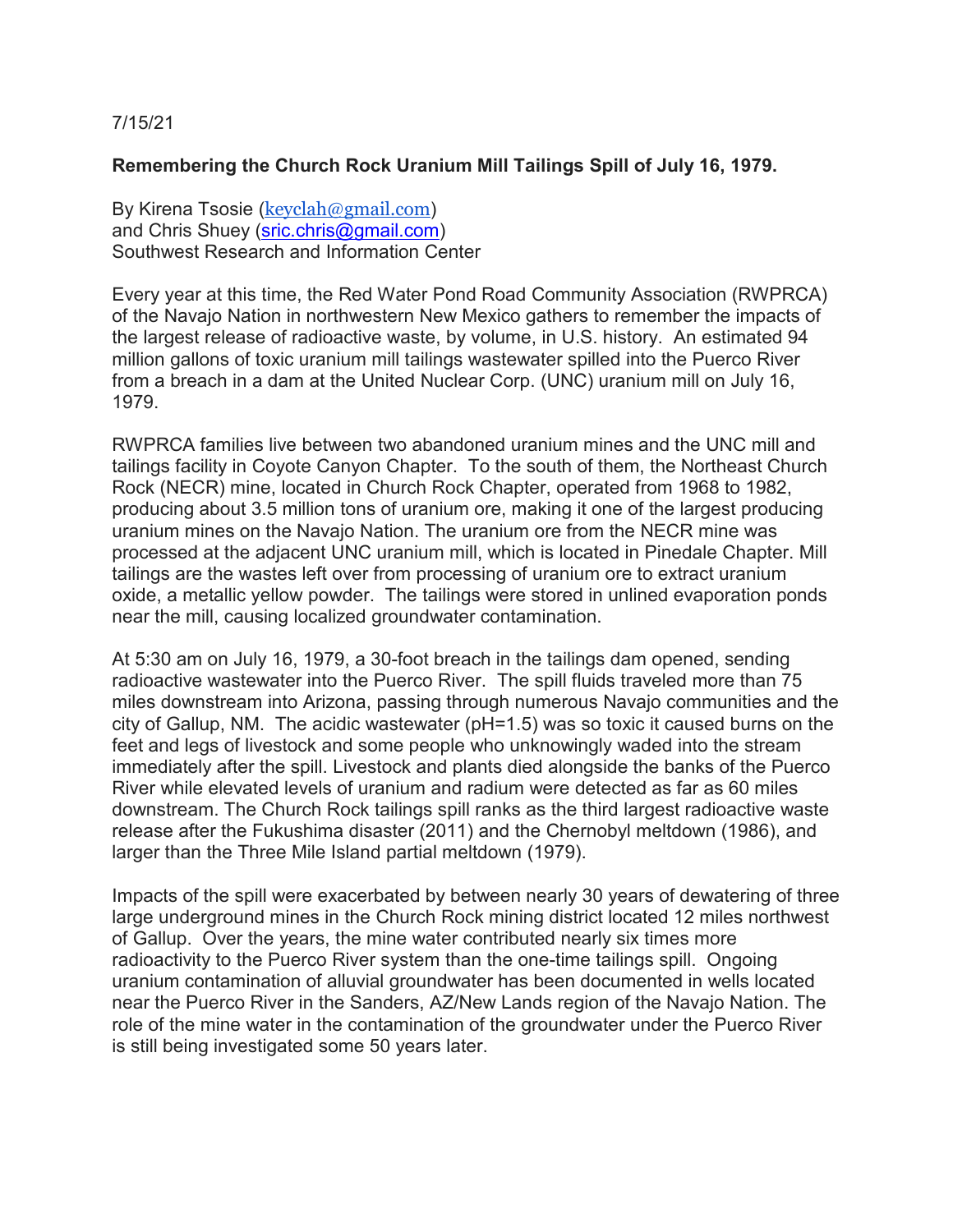7/15/21

**Remembering the Church Rock Uranium Mill Tailings Spill of July 16, 1979.**

By Kirena Tsosie (keyclah@gmail.com)
and Chris Shuey (sric.chris@gmail.com)
Southwest Research and Information Center

Every year at this time, the Red Water Pond Road Community Association (RWPRCA) of the Navajo Nation in northwestern New Mexico gathers to remember the impacts of the largest release of radioactive waste, by volume, in U.S. history. An estimated 94 million gallons of toxic uranium mill tailings wastewater spilled into the Puerco River from a breach in a dam at the United Nuclear Corp. (UNC) uranium mill on July 16, 1979.

RWPRCA families live between two abandoned uranium mines and the UNC mill and tailings facility in Coyote Canyon Chapter. To the south of them, the Northeast Church Rock (NECR) mine, located in Church Rock Chapter, operated from 1968 to 1982, producing about 3.5 million tons of uranium ore, making it one of the largest producing uranium mines on the Navajo Nation. The uranium ore from the NECR mine was processed at the adjacent UNC uranium mill, which is located in Pinedale Chapter. Mill tailings are the wastes left over from processing of uranium ore to extract uranium oxide, a metallic yellow powder. The tailings were stored in unlined evaporation ponds near the mill, causing localized groundwater contamination.

At 5:30 am on July 16, 1979, a 30-foot breach in the tailings dam opened, sending radioactive wastewater into the Puerco River. The spill fluids traveled more than 75 miles downstream into Arizona, passing through numerous Navajo communities and the city of Gallup, NM. The acidic wastewater (pH=1.5) was so toxic it caused burns on the feet and legs of livestock and some people who unknowingly waded into the stream immediately after the spill. Livestock and plants died alongside the banks of the Puerco River while elevated levels of uranium and radium were detected as far as 60 miles downstream. The Church Rock tailings spill ranks as the third largest radioactive waste release after the Fukushima disaster (2011) and the Chernobyl meltdown (1986), and larger than the Three Mile Island partial meltdown (1979).

Impacts of the spill were exacerbated by between nearly 30 years of dewatering of three large underground mines in the Church Rock mining district located 12 miles northwest of Gallup. Over the years, the mine water contributed nearly six times more radioactivity to the Puerco River system than the one-time tailings spill. Ongoing uranium contamination of alluvial groundwater has been documented in wells located near the Puerco River in the Sanders, AZ/New Lands region of the Navajo Nation. The role of the mine water in the contamination of the groundwater under the Puerco River is still being investigated some 50 years later.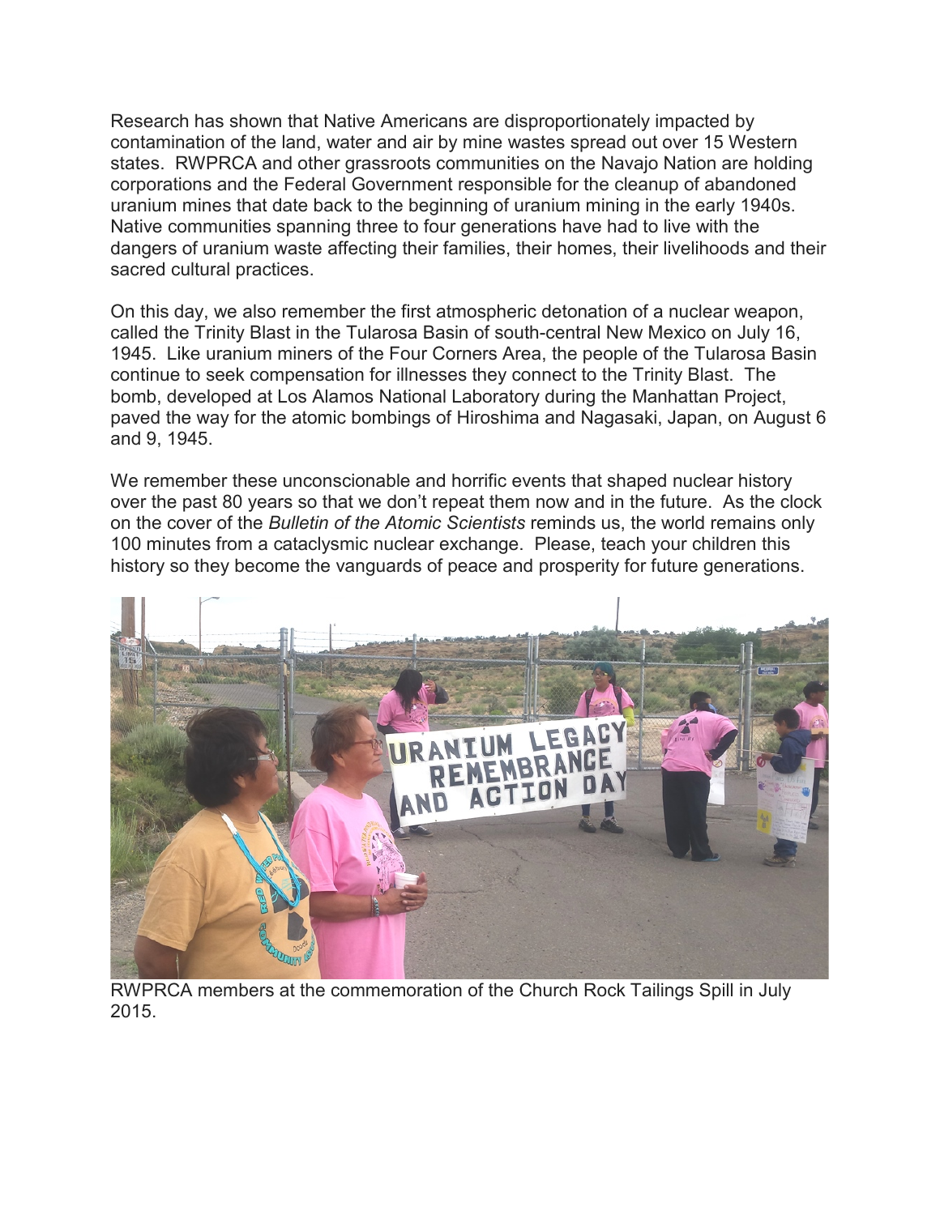Research has shown that Native Americans are disproportionately impacted by contamination of the land, water and air by mine wastes spread out over 15 Western states. RWPRCA and other grassroots communities on the Navajo Nation are holding corporations and the Federal Government responsible for the cleanup of abandoned uranium mines that date back to the beginning of uranium mining in the early 1940s. Native communities spanning three to four generations have had to live with the dangers of uranium waste affecting their families, their homes, their livelihoods and their sacred cultural practices.

On this day, we also remember the first atmospheric detonation of a nuclear weapon, called the Trinity Blast in the Tularosa Basin of south-central New Mexico on July 16, 1945. Like uranium miners of the Four Corners Area, the people of the Tularosa Basin continue to seek compensation for illnesses they connect to the Trinity Blast. The bomb, developed at Los Alamos National Laboratory during the Manhattan Project, paved the way for the atomic bombings of Hiroshima and Nagasaki, Japan, on August 6 and 9, 1945.

We remember these unconscionable and horrific events that shaped nuclear history over the past 80 years so that we don't repeat them now and in the future. As the clock on the cover of the *Bulletin of the Atomic Scientists* reminds us, the world remains only 100 minutes from a cataclysmic nuclear exchange. Please, teach your children this history so they become the vanguards of peace and prosperity for future generations.

RWPRCA members at the commemoration of the Church Rock Tailings Spill in July 2015.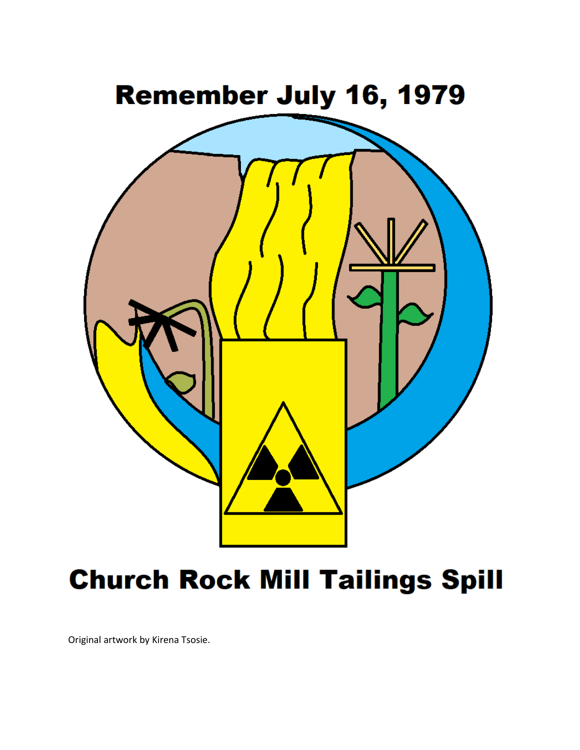# Remember July 16, 1979

# Church Rock Mill Tailings Spill

Original artwork by Kirena Tsosie.